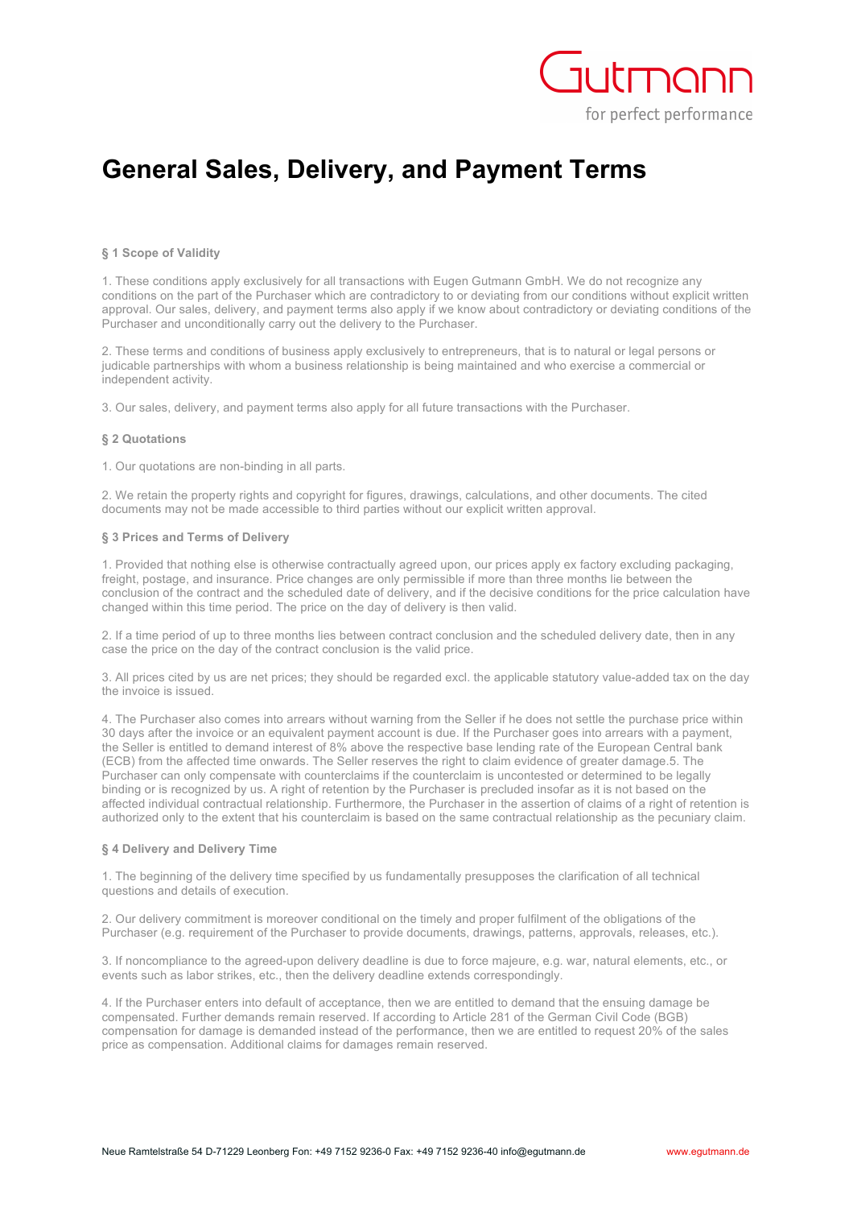# General Sales, Delivery, and Payment Terms

**§ 1 Scope of Validity**

1. These conditions apply exclusively for all transactions with Eugen Gutmann GmbH. We do not recognize any conditions on the part of the Purchaser which are contradictory to or deviating from our conditions without explicit written approval. Our sales, delivery, and payment terms also apply if we know about contradictory or deviating conditions of the Purchaser and unconditionally carry out the delivery to the Purchaser.

2. These terms and conditions of business apply exclusively to entrepreneurs, that is to natural or legal persons or judicable partnerships with whom a business relationship is being maintained and who exercise a commercial or independent activity.

3. Our sales, delivery, and payment terms also apply for all future transactions with the Purchaser.

**§ 2 Quotations**

1. Our quotations are non-binding in all parts.

2. We retain the property rights and copyright for figures, drawings, calculations, and other documents. The cited documents may not be made accessible to third parties without our explicit written approval.

**§ 3 Prices and Terms of Delivery**

1. Provided that nothing else is otherwise contractually agreed upon, our prices apply ex factory excluding packaging, freight, postage, and insurance. Price changes are only permissible if more than three months lie between the conclusion of the contract and the scheduled date of delivery, and if the decisive conditions for the price calculation have changed within this time period. The price on the day of delivery is then valid.

2. If a time period of up to three months lies between contract conclusion and the scheduled delivery date, then in any case the price on the day of the contract conclusion is the valid price.

3. All prices cited by us are net prices; they should be regarded excl. the applicable statutory value-added tax on the day the invoice is issued.

4. The Purchaser also comes into arrears without warning from the Seller if he does not settle the purchase price within 30 days after the invoice or an equivalent payment account is due. If the Purchaser goes into arrears with a payment, the Seller is entitled to demand interest of 8% above the respective base lending rate of the European Central bank (ECB) from the affected time onwards. The Seller reserves the right to claim evidence of greater damage.5. The Purchaser can only compensate with counterclaims if the counterclaim is uncontested or determined to be legally binding or is recognized by us. A right of retention by the Purchaser is precluded insofar as it is not based on the affected individual contractual relationship. Furthermore, the Purchaser in the assertion of claims of a right of retention is authorized only to the extent that his counterclaim is based on the same contractual relationship as the pecuniary claim.

**§ 4 Delivery and Delivery Time**

1. The beginning of the delivery time specified by us fundamentally presupposes the clarification of all technical questions and details of execution.

2. Our delivery commitment is moreover conditional on the timely and proper fulfilment of the obligations of the Purchaser (e.g. requirement of the Purchaser to provide documents, drawings, patterns, approvals, releases, etc.).

3. If noncompliance to the agreed-upon delivery deadline is due to force majeure, e.g. war, natural elements, etc., or events such as labor strikes, etc., then the delivery deadline extends correspondingly.

4. If the Purchaser enters into default of acceptance, then we are entitled to demand that the ensuing damage be compensated. Further demands remain reserved. If according to Article 281 of the German Civil Code (BGB) compensation for damage is demanded instead of the performance, then we are entitled to request 20% of the sales price as compensation. Additional claims for damages remain reserved.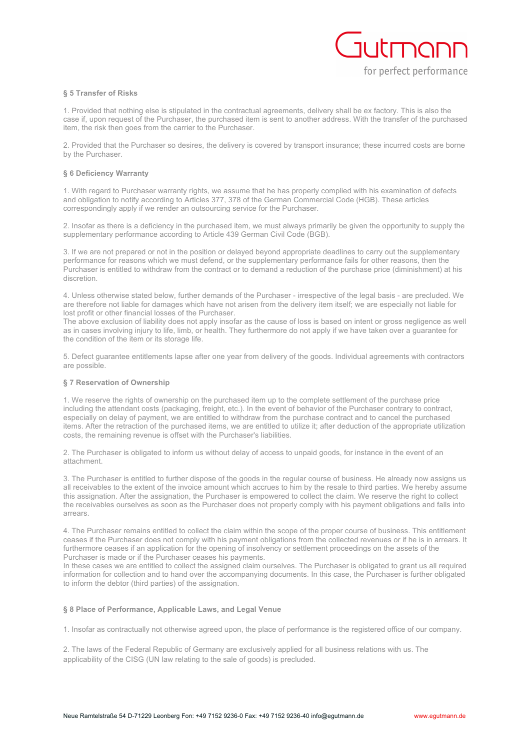### § 5 Transfer of Risks

1. Provided that nothing else is stipulated in the contractual agreements, delivery shall be ex factory. This is also the case if, upon request of the Purchaser, the purchased item is sent to another address. With the transfer of the purchased item, the risk then goes from the carrier to the Purchaser.

2. Provided that the Purchaser so desires, the delivery is covered by transport insurance; these incurred costs are borne by the Purchaser.

### § 6 Deficiency Warranty

1. With regard to Purchaser warranty rights, we assume that he has properly complied with his examination of defects and obligation to notify according to Articles 377, 378 of the German Commercial Code (HGB). These articles correspondingly apply if we render an outsourcing service for the Purchaser.

2. Insofar as there is a deficiency in the purchased item, we must always primarily be given the opportunity to supply the supplementary performance according to Article 439 German Civil Code (BGB).

3. If we are not prepared or not in the position or delayed beyond appropriate deadlines to carry out the supplementary performance for reasons which we must defend, or the supplementary performance fails for other reasons, then the Purchaser is entitled to withdraw from the contract or to demand a reduction of the purchase price (diminishment) at his discretion.

4. Unless otherwise stated below, further demands of the Purchaser - irrespective of the legal basis - are precluded. We are therefore not liable for damages which have not arisen from the delivery item itself; we are especially not liable for lost profit or other financial losses of the Purchaser.
The above exclusion of liability does not apply insofar as the cause of loss is based on intent or gross negligence as well as in cases involving injury to life, limb, or health. They furthermore do not apply if we have taken over a guarantee for the condition of the item or its storage life.

5. Defect guarantee entitlements lapse after one year from delivery of the goods. Individual agreements with contractors are possible.

### § 7 Reservation of Ownership

1. We reserve the rights of ownership on the purchased item up to the complete settlement of the purchase price including the attendant costs (packaging, freight, etc.). In the event of behavior of the Purchaser contrary to contract, especially on delay of payment, we are entitled to withdraw from the purchase contract and to cancel the purchased items. After the retraction of the purchased items, we are entitled to utilize it; after deduction of the appropriate utilization costs, the remaining revenue is offset with the Purchaser's liabilities.

2. The Purchaser is obligated to inform us without delay of access to unpaid goods, for instance in the event of an attachment.

3. The Purchaser is entitled to further dispose of the goods in the regular course of business. He already now assigns us all receivables to the extent of the invoice amount which accrues to him by the resale to third parties. We hereby assume this assignation. After the assignation, the Purchaser is empowered to collect the claim. We reserve the right to collect the receivables ourselves as soon as the Purchaser does not properly comply with his payment obligations and falls into arrears.

4. The Purchaser remains entitled to collect the claim within the scope of the proper course of business. This entitlement ceases if the Purchaser does not comply with his payment obligations from the collected revenues or if he is in arrears. It furthermore ceases if an application for the opening of insolvency or settlement proceedings on the assets of the Purchaser is made or if the Purchaser ceases his payments.
In these cases we are entitled to collect the assigned claim ourselves. The Purchaser is obligated to grant us all required information for collection and to hand over the accompanying documents. In this case, the Purchaser is further obligated to inform the debtor (third parties) of the assignation.

### § 8 Place of Performance, Applicable Laws, and Legal Venue

1. Insofar as contractually not otherwise agreed upon, the place of performance is the registered office of our company.

2. The laws of the Federal Republic of Germany are exclusively applied for all business relations with us. The applicability of the CISG (UN law relating to the sale of goods) is precluded.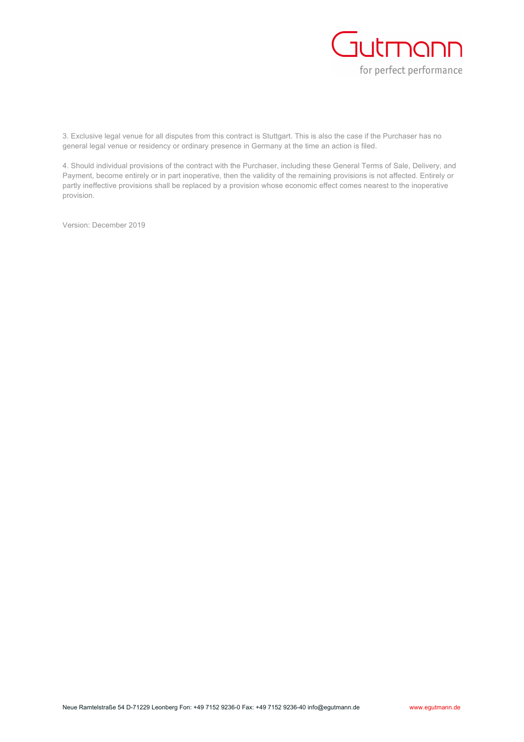3. Exclusive legal venue for all disputes from this contract is Stuttgart. This is also the case if the Purchaser has no general legal venue or residency or ordinary presence in Germany at the time an action is filed.

4. Should individual provisions of the contract with the Purchaser, including these General Terms of Sale, Delivery, and Payment, become entirely or in part inoperative, then the validity of the remaining provisions is not affected. Entirely or partly ineffective provisions shall be replaced by a provision whose economic effect comes nearest to the inoperative provision.

Version: December 2019